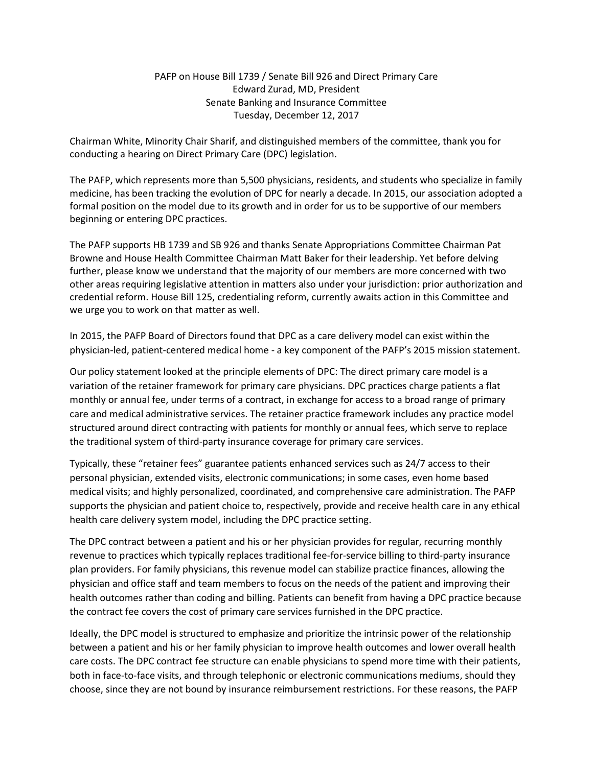PAFP on House Bill 1739 / Senate Bill 926 and Direct Primary Care
Edward Zurad, MD, President
Senate Banking and Insurance Committee
Tuesday, December 12, 2017

Chairman White, Minority Chair Sharif, and distinguished members of the committee, thank you for conducting a hearing on Direct Primary Care (DPC) legislation.

The PAFP, which represents more than 5,500 physicians, residents, and students who specialize in family medicine, has been tracking the evolution of DPC for nearly a decade. In 2015, our association adopted a formal position on the model due to its growth and in order for us to be supportive of our members beginning or entering DPC practices.

The PAFP supports HB 1739 and SB 926 and thanks Senate Appropriations Committee Chairman Pat Browne and House Health Committee Chairman Matt Baker for their leadership. Yet before delving further, please know we understand that the majority of our members are more concerned with two other areas requiring legislative attention in matters also under your jurisdiction: prior authorization and credential reform. House Bill 125, credentialing reform, currently awaits action in this Committee and we urge you to work on that matter as well.

In 2015, the PAFP Board of Directors found that DPC as a care delivery model can exist within the physician-led, patient-centered medical home - a key component of the PAFP's 2015 mission statement.

Our policy statement looked at the principle elements of DPC: The direct primary care model is a variation of the retainer framework for primary care physicians. DPC practices charge patients a flat monthly or annual fee, under terms of a contract, in exchange for access to a broad range of primary care and medical administrative services. The retainer practice framework includes any practice model structured around direct contracting with patients for monthly or annual fees, which serve to replace the traditional system of third-party insurance coverage for primary care services.

Typically, these "retainer fees" guarantee patients enhanced services such as 24/7 access to their personal physician, extended visits, electronic communications; in some cases, even home based medical visits; and highly personalized, coordinated, and comprehensive care administration. The PAFP supports the physician and patient choice to, respectively, provide and receive health care in any ethical health care delivery system model, including the DPC practice setting.

The DPC contract between a patient and his or her physician provides for regular, recurring monthly revenue to practices which typically replaces traditional fee-for-service billing to third-party insurance plan providers. For family physicians, this revenue model can stabilize practice finances, allowing the physician and office staff and team members to focus on the needs of the patient and improving their health outcomes rather than coding and billing. Patients can benefit from having a DPC practice because the contract fee covers the cost of primary care services furnished in the DPC practice.

Ideally, the DPC model is structured to emphasize and prioritize the intrinsic power of the relationship between a patient and his or her family physician to improve health outcomes and lower overall health care costs. The DPC contract fee structure can enable physicians to spend more time with their patients, both in face-to-face visits, and through telephonic or electronic communications mediums, should they choose, since they are not bound by insurance reimbursement restrictions. For these reasons, the PAFP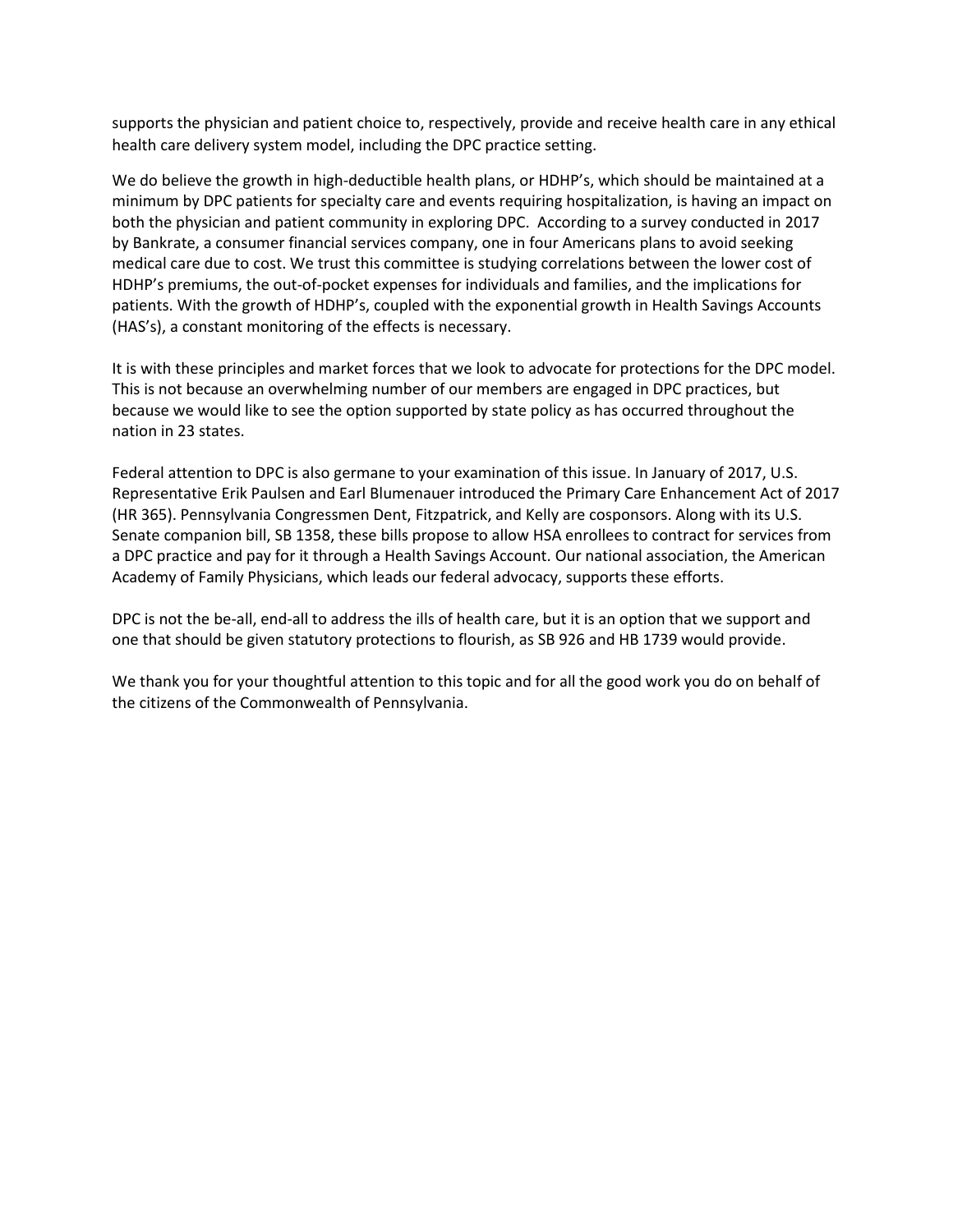supports the physician and patient choice to, respectively, provide and receive health care in any ethical health care delivery system model, including the DPC practice setting.

We do believe the growth in high-deductible health plans, or HDHP's, which should be maintained at a minimum by DPC patients for specialty care and events requiring hospitalization, is having an impact on both the physician and patient community in exploring DPC. According to a survey conducted in 2017 by Bankrate, a consumer financial services company, one in four Americans plans to avoid seeking medical care due to cost. We trust this committee is studying correlations between the lower cost of HDHP's premiums, the out-of-pocket expenses for individuals and families, and the implications for patients. With the growth of HDHP's, coupled with the exponential growth in Health Savings Accounts (HAS's), a constant monitoring of the effects is necessary.

It is with these principles and market forces that we look to advocate for protections for the DPC model. This is not because an overwhelming number of our members are engaged in DPC practices, but because we would like to see the option supported by state policy as has occurred throughout the nation in 23 states.

Federal attention to DPC is also germane to your examination of this issue. In January of 2017, U.S. Representative Erik Paulsen and Earl Blumenauer introduced the Primary Care Enhancement Act of 2017 (HR 365). Pennsylvania Congressmen Dent, Fitzpatrick, and Kelly are cosponsors. Along with its U.S. Senate companion bill, SB 1358, these bills propose to allow HSA enrollees to contract for services from a DPC practice and pay for it through a Health Savings Account. Our national association, the American Academy of Family Physicians, which leads our federal advocacy, supports these efforts.

DPC is not the be-all, end-all to address the ills of health care, but it is an option that we support and one that should be given statutory protections to flourish, as SB 926 and HB 1739 would provide.

We thank you for your thoughtful attention to this topic and for all the good work you do on behalf of the citizens of the Commonwealth of Pennsylvania.